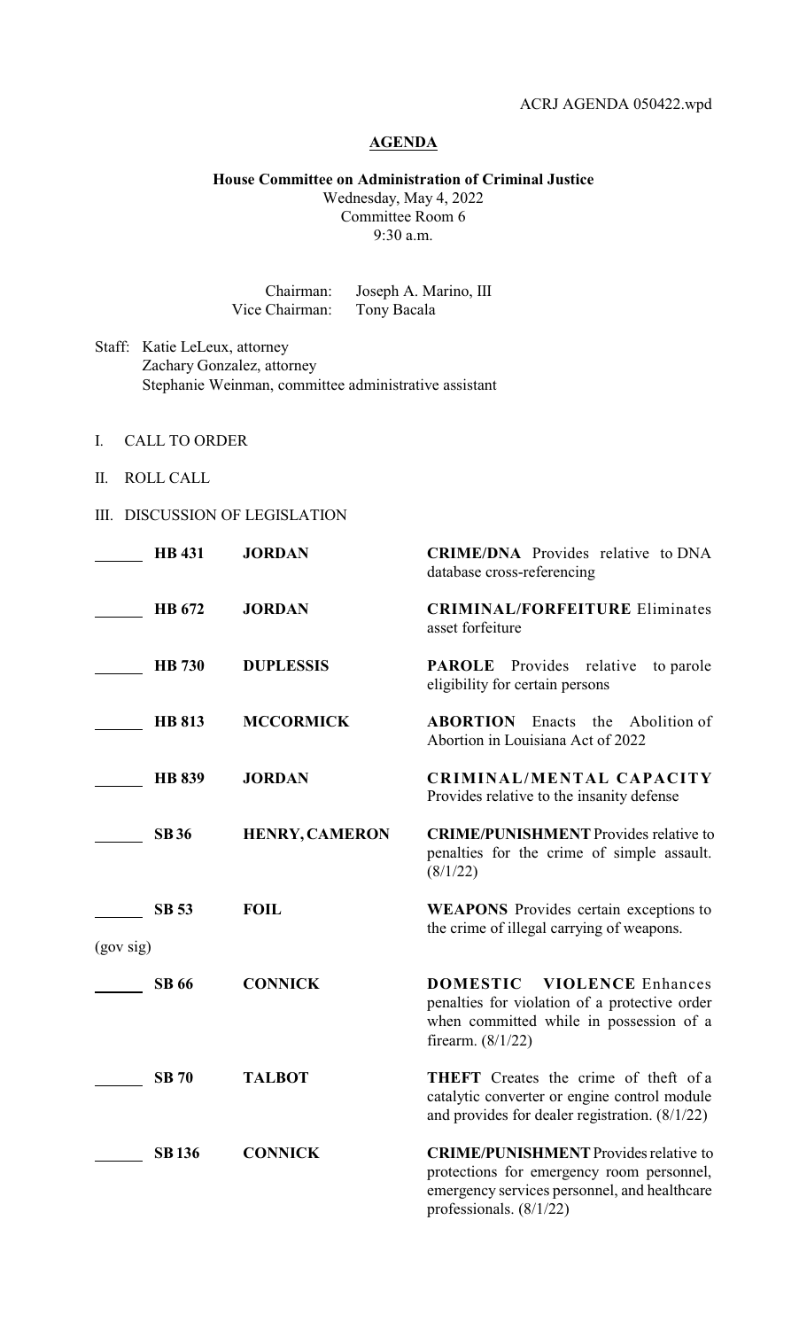ACRJ AGENDA 050422.wpd

# AGENDA

**House Committee on Administration of Criminal Justice**
Wednesday, May 4, 2022
Committee Room 6
9:30 a.m.

Chairman: Joseph A. Marino, III
Vice Chairman: Tony Bacala

Staff: Katie LeLeux, attorney
Zachary Gonzalez, attorney
Stephanie Weinman, committee administrative assistant

I. CALL TO ORDER

II. ROLL CALL

III. DISCUSSION OF LEGISLATION

| | Bill | Author | Description |
|---|---|---|---|
| ______ | **HB 431** | **JORDAN** | **CRIME/DNA** Provides relative to DNA database cross-referencing |
| ______ | **HB 672** | **JORDAN** | **CRIMINAL/FORFEITURE** Eliminates asset forfeiture |
| ______ | **HB 730** | **DUPLESSIS** | **PAROLE** Provides relative to parole eligibility for certain persons |
| ______ | **HB 813** | **MCCORMICK** | **ABORTION** Enacts the Abolition of Abortion in Louisiana Act of 2022 |
| ______ | **HB 839** | **JORDAN** | **CRIMINAL/MENTAL CAPACITY** Provides relative to the insanity defense |
| ______ | **SB 36** | **HENRY, CAMERON** | **CRIME/PUNISHMENT** Provides relative to penalties for the crime of simple assault. (8/1/22) |
| ______ (gov sig) | **SB 53** | **FOIL** | **WEAPONS** Provides certain exceptions to the crime of illegal carrying of weapons. |
| ______ | **SB 66** | **CONNICK** | **DOMESTIC VIOLENCE** Enhances penalties for violation of a protective order when committed while in possession of a firearm. (8/1/22) |
| ______ | **SB 70** | **TALBOT** | **THEFT** Creates the crime of theft of a catalytic converter or engine control module and provides for dealer registration. (8/1/22) |
| ______ | **SB 136** | **CONNICK** | **CRIME/PUNISHMENT** Provides relative to protections for emergency room personnel, emergency services personnel, and healthcare professionals. (8/1/22) |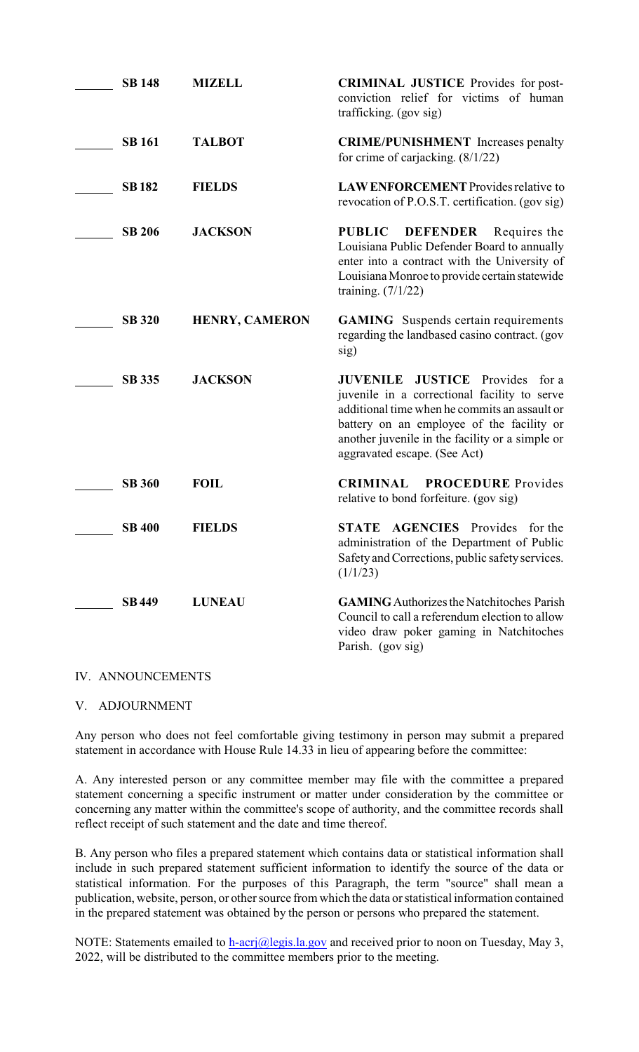| | | | |
|---|---|---|---|
| ______ | **SB 148** | **MIZELL** | **CRIMINAL JUSTICE** Provides for post-conviction relief for victims of human trafficking. (gov sig) |
| ______ | **SB 161** | **TALBOT** | **CRIME/PUNISHMENT** Increases penalty for crime of carjacking. (8/1/22) |
| ______ | **SB 182** | **FIELDS** | **LAW ENFORCEMENT** Provides relative to revocation of P.O.S.T. certification. (gov sig) |
| ______ | **SB 206** | **JACKSON** | **PUBLIC DEFENDER** Requires the Louisiana Public Defender Board to annually enter into a contract with the University of Louisiana Monroe to provide certain statewide training. (7/1/22) |
| ______ | **SB 320** | **HENRY, CAMERON** | **GAMING** Suspends certain requirements regarding the landbased casino contract. (gov sig) |
| ______ | **SB 335** | **JACKSON** | **JUVENILE JUSTICE** Provides for a juvenile in a correctional facility to serve additional time when he commits an assault or battery on an employee of the facility or another juvenile in the facility or a simple or aggravated escape. (See Act) |
| ______ | **SB 360** | **FOIL** | **CRIMINAL PROCEDURE** Provides relative to bond forfeiture. (gov sig) |
| ______ | **SB 400** | **FIELDS** | **STATE AGENCIES** Provides for the administration of the Department of Public Safety and Corrections, public safety services. (1/1/23) |
| ______ | **SB 449** | **LUNEAU** | **GAMING** Authorizes the Natchitoches Parish Council to call a referendum election to allow video draw poker gaming in Natchitoches Parish. (gov sig) |

IV. ANNOUNCEMENTS

V. ADJOURNMENT

Any person who does not feel comfortable giving testimony in person may submit a prepared statement in accordance with House Rule 14.33 in lieu of appearing before the committee:

A. Any interested person or any committee member may file with the committee a prepared statement concerning a specific instrument or matter under consideration by the committee or concerning any matter within the committee's scope of authority, and the committee records shall reflect receipt of such statement and the date and time thereof.

B. Any person who files a prepared statement which contains data or statistical information shall include in such prepared statement sufficient information to identify the source of the data or statistical information. For the purposes of this Paragraph, the term "source" shall mean a publication, website, person, or other source from which the data or statistical information contained in the prepared statement was obtained by the person or persons who prepared the statement.

NOTE: Statements emailed to h-acrj@legis.la.gov and received prior to noon on Tuesday, May 3, 2022, will be distributed to the committee members prior to the meeting.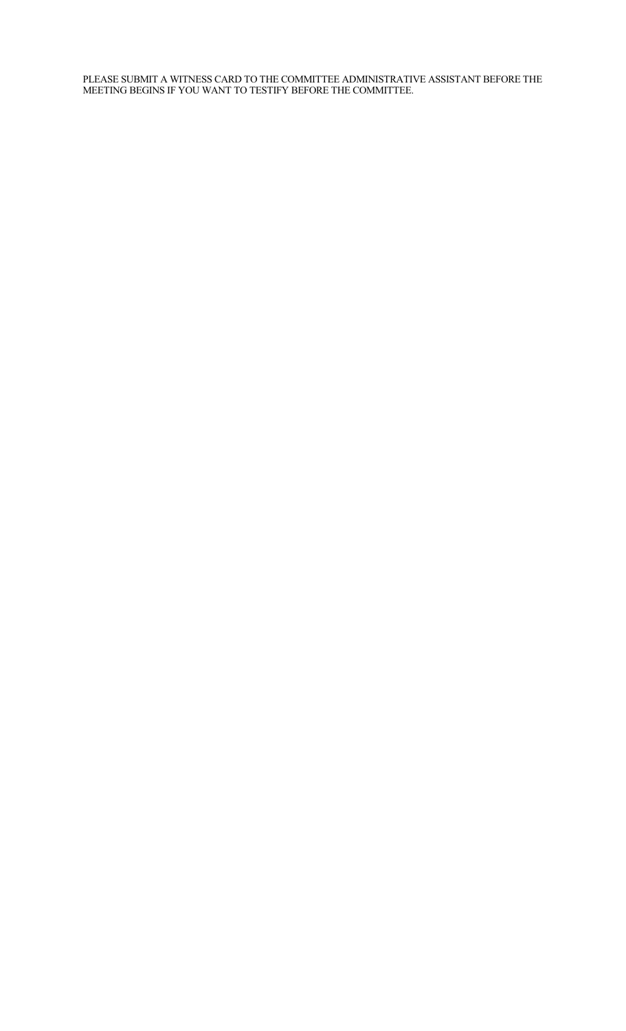PLEASE SUBMIT A WITNESS CARD TO THE COMMITTEE ADMINISTRATIVE ASSISTANT BEFORE THE MEETING BEGINS IF YOU WANT TO TESTIFY BEFORE THE COMMITTEE.